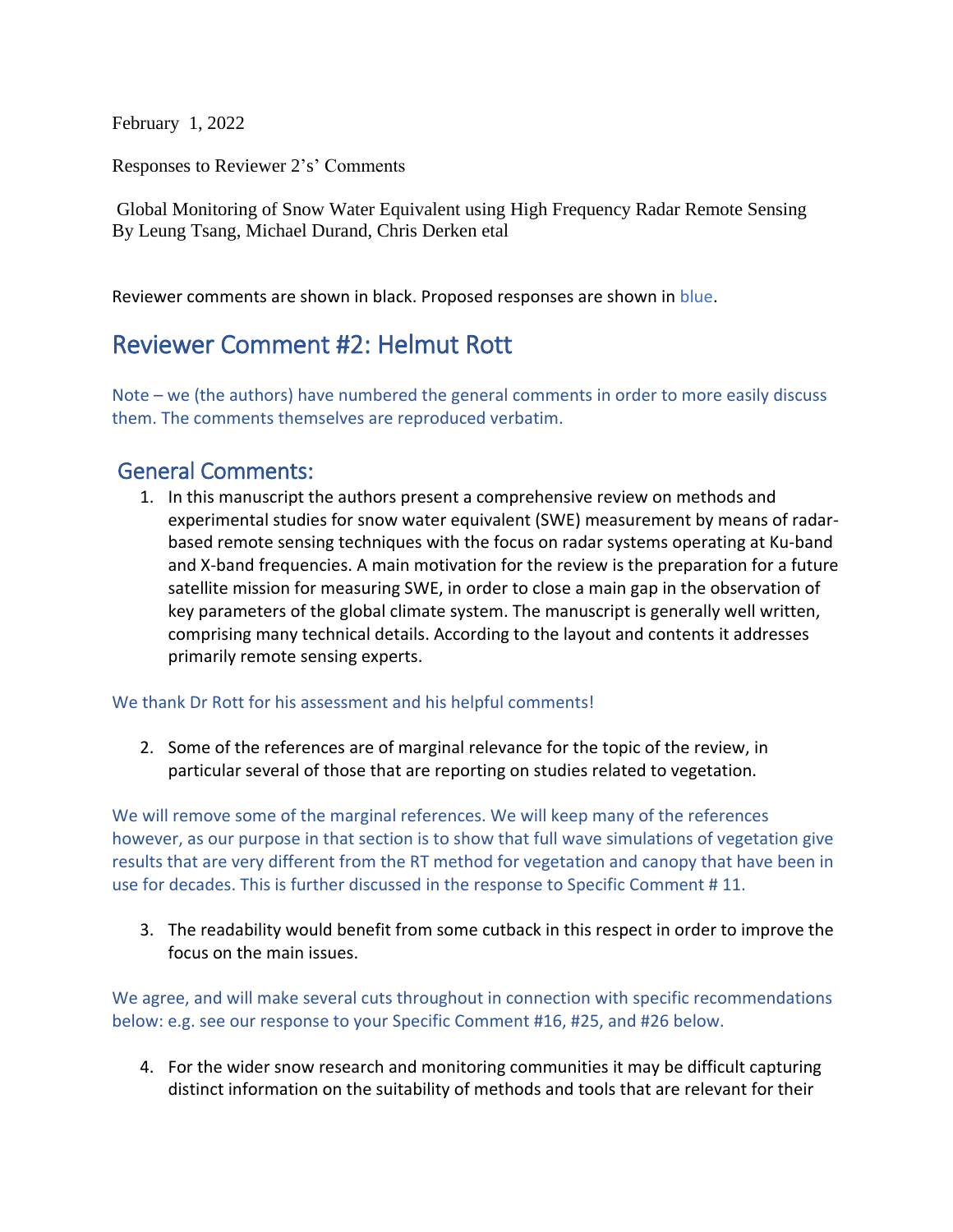February 1, 2022

Responses to Reviewer 2's' Comments

Global Monitoring of Snow Water Equivalent using High Frequency Radar Remote Sensing
By Leung Tsang, Michael Durand, Chris Derken etal

Reviewer comments are shown in black. Proposed responses are shown in blue.

# Reviewer Comment #2: Helmut Rott

Note – we (the authors) have numbered the general comments in order to more easily discuss them. The comments themselves are reproduced verbatim.

## General Comments:

1. In this manuscript the authors present a comprehensive review on methods and experimental studies for snow water equivalent (SWE) measurement by means of radar-based remote sensing techniques with the focus on radar systems operating at Ku-band and X-band frequencies. A main motivation for the review is the preparation for a future satellite mission for measuring SWE, in order to close a main gap in the observation of key parameters of the global climate system. The manuscript is generally well written, comprising many technical details. According to the layout and contents it addresses primarily remote sensing experts.

We thank Dr Rott for his assessment and his helpful comments!

2. Some of the references are of marginal relevance for the topic of the review, in particular several of those that are reporting on studies related to vegetation.

We will remove some of the marginal references. We will keep many of the references however, as our purpose in that section is to show that full wave simulations of vegetation give results that are very different from the RT method for vegetation and canopy that have been in use for decades. This is further discussed in the response to Specific Comment # 11.

3. The readability would benefit from some cutback in this respect in order to improve the focus on the main issues.

We agree, and will make several cuts throughout in connection with specific recommendations below: e.g. see our response to your Specific Comment #16, #25, and #26 below.

4. For the wider snow research and monitoring communities it may be difficult capturing distinct information on the suitability of methods and tools that are relevant for their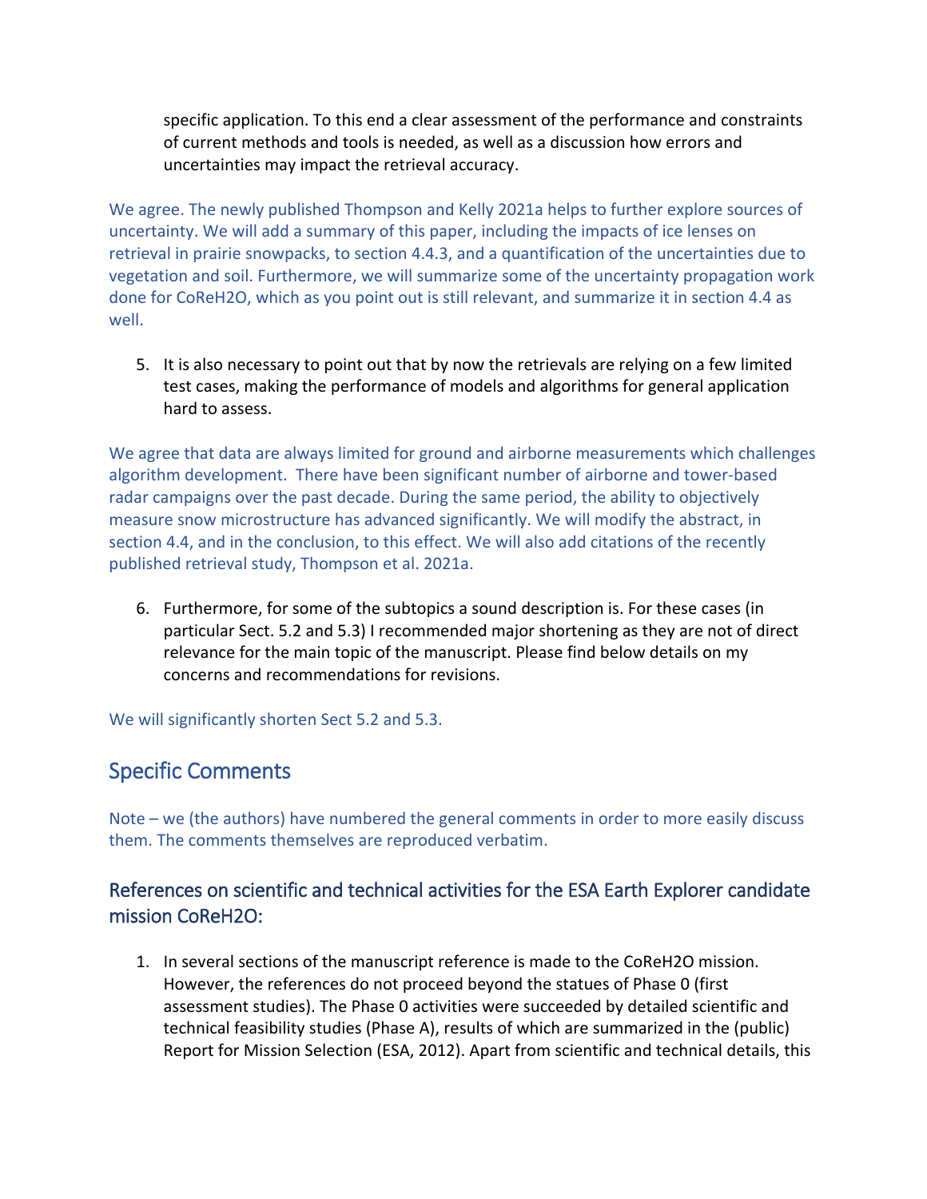specific application. To this end a clear assessment of the performance and constraints of current methods and tools is needed, as well as a discussion how errors and uncertainties may impact the retrieval accuracy.

We agree. The newly published Thompson and Kelly 2021a helps to further explore sources of uncertainty. We will add a summary of this paper, including the impacts of ice lenses on retrieval in prairie snowpacks, to section 4.4.3, and a quantification of the uncertainties due to vegetation and soil. Furthermore, we will summarize some of the uncertainty propagation work done for CoReH2O, which as you point out is still relevant, and summarize it in section 4.4 as well.

5. It is also necessary to point out that by now the retrievals are relying on a few limited test cases, making the performance of models and algorithms for general application hard to assess.

We agree that data are always limited for ground and airborne measurements which challenges algorithm development. There have been significant number of airborne and tower-based radar campaigns over the past decade. During the same period, the ability to objectively measure snow microstructure has advanced significantly. We will modify the abstract, in section 4.4, and in the conclusion, to this effect. We will also add citations of the recently published retrieval study, Thompson et al. 2021a.

6. Furthermore, for some of the subtopics a sound description is. For these cases (in particular Sect. 5.2 and 5.3) I recommended major shortening as they are not of direct relevance for the main topic of the manuscript. Please find below details on my concerns and recommendations for revisions.

We will significantly shorten Sect 5.2 and 5.3.

## Specific Comments

Note – we (the authors) have numbered the general comments in order to more easily discuss them. The comments themselves are reproduced verbatim.

### References on scientific and technical activities for the ESA Earth Explorer candidate mission CoReH2O:

1. In several sections of the manuscript reference is made to the CoReH2O mission. However, the references do not proceed beyond the statues of Phase 0 (first assessment studies). The Phase 0 activities were succeeded by detailed scientific and technical feasibility studies (Phase A), results of which are summarized in the (public) Report for Mission Selection (ESA, 2012). Apart from scientific and technical details, this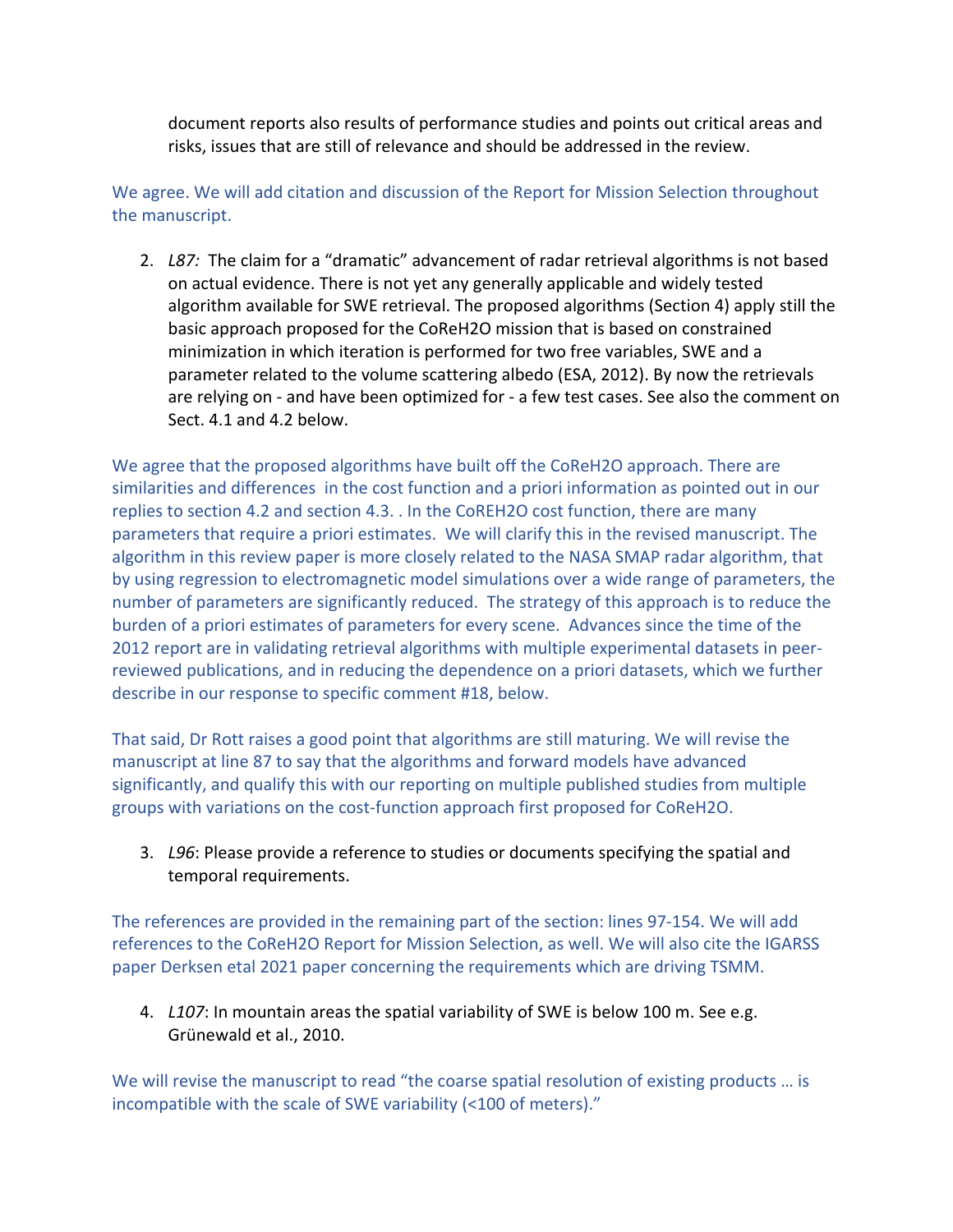document reports also results of performance studies and points out critical areas and risks, issues that are still of relevance and should be addressed in the review.

We agree. We will add citation and discussion of the Report for Mission Selection throughout the manuscript.

2. *L87:* The claim for a "dramatic" advancement of radar retrieval algorithms is not based on actual evidence. There is not yet any generally applicable and widely tested algorithm available for SWE retrieval. The proposed algorithms (Section 4) apply still the basic approach proposed for the CoReH2O mission that is based on constrained minimization in which iteration is performed for two free variables, SWE and a parameter related to the volume scattering albedo (ESA, 2012). By now the retrievals are relying on - and have been optimized for - a few test cases. See also the comment on Sect. 4.1 and 4.2 below.

We agree that the proposed algorithms have built off the CoReH2O approach. There are similarities and differences in the cost function and a priori information as pointed out in our replies to section 4.2 and section 4.3. . In the CoREH2O cost function, there are many parameters that require a priori estimates. We will clarify this in the revised manuscript. The algorithm in this review paper is more closely related to the NASA SMAP radar algorithm, that by using regression to electromagnetic model simulations over a wide range of parameters, the number of parameters are significantly reduced. The strategy of this approach is to reduce the burden of a priori estimates of parameters for every scene. Advances since the time of the 2012 report are in validating retrieval algorithms with multiple experimental datasets in peer-reviewed publications, and in reducing the dependence on a priori datasets, which we further describe in our response to specific comment #18, below.

That said, Dr Rott raises a good point that algorithms are still maturing. We will revise the manuscript at line 87 to say that the algorithms and forward models have advanced significantly, and qualify this with our reporting on multiple published studies from multiple groups with variations on the cost-function approach first proposed for CoReH2O.

3. *L96*: Please provide a reference to studies or documents specifying the spatial and temporal requirements.

The references are provided in the remaining part of the section: lines 97-154. We will add references to the CoReH2O Report for Mission Selection, as well. We will also cite the IGARSS paper Derksen etal 2021 paper concerning the requirements which are driving TSMM.

4. *L107*: In mountain areas the spatial variability of SWE is below 100 m. See e.g. Grünewald et al., 2010.

We will revise the manuscript to read "the coarse spatial resolution of existing products … is incompatible with the scale of SWE variability (<100 of meters)."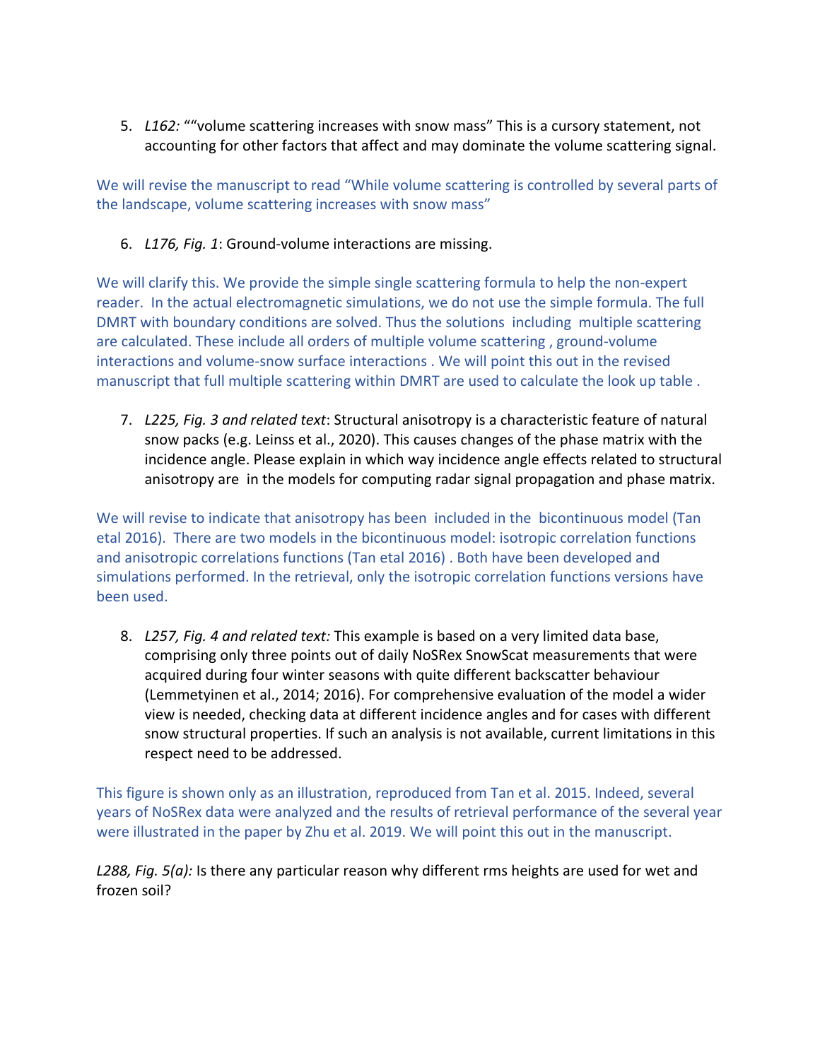5. *L162:* ""volume scattering increases with snow mass" This is a cursory statement, not accounting for other factors that affect and may dominate the volume scattering signal.

We will revise the manuscript to read "While volume scattering is controlled by several parts of the landscape, volume scattering increases with snow mass"

6. *L176, Fig. 1*: Ground-volume interactions are missing.

We will clarify this. We provide the simple single scattering formula to help the non-expert reader. In the actual electromagnetic simulations, we do not use the simple formula. The full DMRT with boundary conditions are solved. Thus the solutions including multiple scattering are calculated. These include all orders of multiple volume scattering , ground-volume interactions and volume-snow surface interactions . We will point this out in the revised manuscript that full multiple scattering within DMRT are used to calculate the look up table .

7. *L225, Fig. 3 and related text*: Structural anisotropy is a characteristic feature of natural snow packs (e.g. Leinss et al., 2020). This causes changes of the phase matrix with the incidence angle. Please explain in which way incidence angle effects related to structural anisotropy are in the models for computing radar signal propagation and phase matrix.

We will revise to indicate that anisotropy has been included in the bicontinuous model (Tan etal 2016). There are two models in the bicontinuous model: isotropic correlation functions and anisotropic correlations functions (Tan etal 2016) . Both have been developed and simulations performed. In the retrieval, only the isotropic correlation functions versions have been used.

8. *L257, Fig. 4 and related text:* This example is based on a very limited data base, comprising only three points out of daily NoSRex SnowScat measurements that were acquired during four winter seasons with quite different backscatter behaviour (Lemmetyinen et al., 2014; 2016). For comprehensive evaluation of the model a wider view is needed, checking data at different incidence angles and for cases with different snow structural properties. If such an analysis is not available, current limitations in this respect need to be addressed.

This figure is shown only as an illustration, reproduced from Tan et al. 2015. Indeed, several years of NoSRex data were analyzed and the results of retrieval performance of the several year were illustrated in the paper by Zhu et al. 2019. We will point this out in the manuscript.

*L288, Fig. 5(a):* Is there any particular reason why different rms heights are used for wet and frozen soil?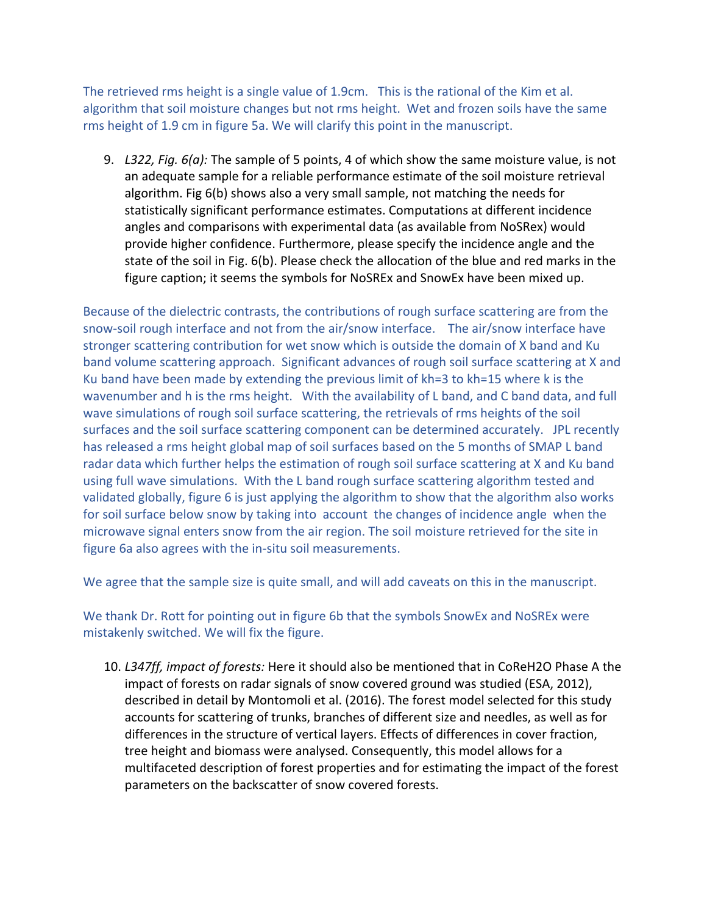The retrieved rms height is a single value of 1.9cm. This is the rational of the Kim et al. algorithm that soil moisture changes but not rms height. Wet and frozen soils have the same rms height of 1.9 cm in figure 5a. We will clarify this point in the manuscript.

9. *L322, Fig. 6(a):* The sample of 5 points, 4 of which show the same moisture value, is not an adequate sample for a reliable performance estimate of the soil moisture retrieval algorithm. Fig 6(b) shows also a very small sample, not matching the needs for statistically significant performance estimates. Computations at different incidence angles and comparisons with experimental data (as available from NoSRex) would provide higher confidence. Furthermore, please specify the incidence angle and the state of the soil in Fig. 6(b). Please check the allocation of the blue and red marks in the figure caption; it seems the symbols for NoSREx and SnowEx have been mixed up.

Because of the dielectric contrasts, the contributions of rough surface scattering are from the snow-soil rough interface and not from the air/snow interface. The air/snow interface have stronger scattering contribution for wet snow which is outside the domain of X band and Ku band volume scattering approach. Significant advances of rough soil surface scattering at X and Ku band have been made by extending the previous limit of kh=3 to kh=15 where k is the wavenumber and h is the rms height. With the availability of L band, and C band data, and full wave simulations of rough soil surface scattering, the retrievals of rms heights of the soil surfaces and the soil surface scattering component can be determined accurately. JPL recently has released a rms height global map of soil surfaces based on the 5 months of SMAP L band radar data which further helps the estimation of rough soil surface scattering at X and Ku band using full wave simulations. With the L band rough surface scattering algorithm tested and validated globally, figure 6 is just applying the algorithm to show that the algorithm also works for soil surface below snow by taking into account the changes of incidence angle when the microwave signal enters snow from the air region. The soil moisture retrieved for the site in figure 6a also agrees with the in-situ soil measurements.

We agree that the sample size is quite small, and will add caveats on this in the manuscript.

We thank Dr. Rott for pointing out in figure 6b that the symbols SnowEx and NoSREx were mistakenly switched. We will fix the figure.

10. *L347ff, impact of forests:* Here it should also be mentioned that in CoReH2O Phase A the impact of forests on radar signals of snow covered ground was studied (ESA, 2012), described in detail by Montomoli et al. (2016). The forest model selected for this study accounts for scattering of trunks, branches of different size and needles, as well as for differences in the structure of vertical layers. Effects of differences in cover fraction, tree height and biomass were analysed. Consequently, this model allows for a multifaceted description of forest properties and for estimating the impact of the forest parameters on the backscatter of snow covered forests.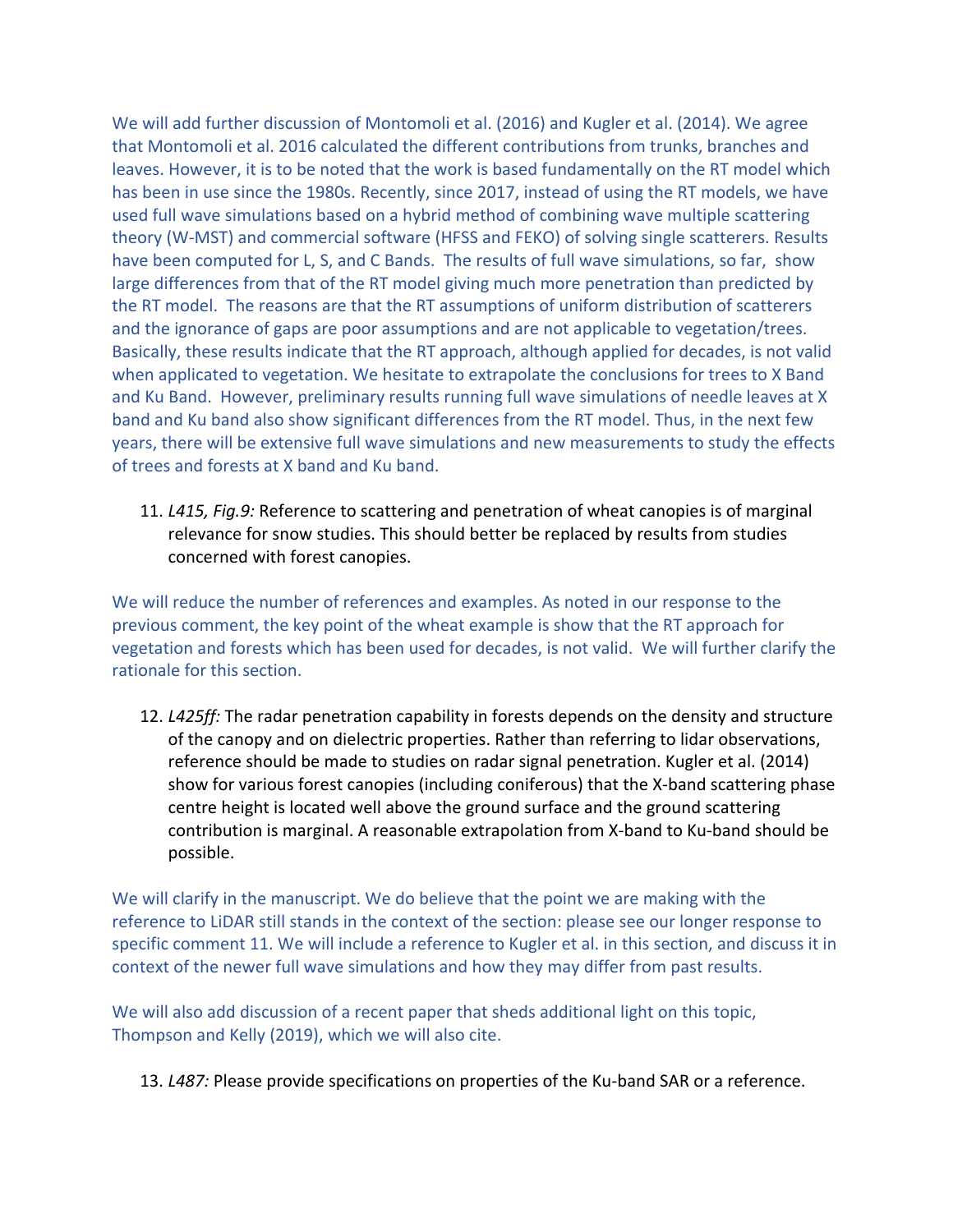We will add further discussion of Montomoli et al. (2016) and Kugler et al. (2014). We agree that Montomoli et al. 2016 calculated the different contributions from trunks, branches and leaves. However, it is to be noted that the work is based fundamentally on the RT model which has been in use since the 1980s. Recently, since 2017, instead of using the RT models, we have used full wave simulations based on a hybrid method of combining wave multiple scattering theory (W-MST) and commercial software (HFSS and FEKO) of solving single scatterers. Results have been computed for L, S, and C Bands. The results of full wave simulations, so far, show large differences from that of the RT model giving much more penetration than predicted by the RT model. The reasons are that the RT assumptions of uniform distribution of scatterers and the ignorance of gaps are poor assumptions and are not applicable to vegetation/trees. Basically, these results indicate that the RT approach, although applied for decades, is not valid when applicated to vegetation. We hesitate to extrapolate the conclusions for trees to X Band and Ku Band. However, preliminary results running full wave simulations of needle leaves at X band and Ku band also show significant differences from the RT model. Thus, in the next few years, there will be extensive full wave simulations and new measurements to study the effects of trees and forests at X band and Ku band.

11. *L415, Fig.9:* Reference to scattering and penetration of wheat canopies is of marginal relevance for snow studies. This should better be replaced by results from studies concerned with forest canopies.

We will reduce the number of references and examples. As noted in our response to the previous comment, the key point of the wheat example is show that the RT approach for vegetation and forests which has been used for decades, is not valid. We will further clarify the rationale for this section.

12. *L425ff:* The radar penetration capability in forests depends on the density and structure of the canopy and on dielectric properties. Rather than referring to lidar observations, reference should be made to studies on radar signal penetration. Kugler et al. (2014) show for various forest canopies (including coniferous) that the X-band scattering phase centre height is located well above the ground surface and the ground scattering contribution is marginal. A reasonable extrapolation from X-band to Ku-band should be possible.

We will clarify in the manuscript. We do believe that the point we are making with the reference to LiDAR still stands in the context of the section: please see our longer response to specific comment 11. We will include a reference to Kugler et al. in this section, and discuss it in context of the newer full wave simulations and how they may differ from past results.

We will also add discussion of a recent paper that sheds additional light on this topic, Thompson and Kelly (2019), which we will also cite.

13. *L487:* Please provide specifications on properties of the Ku-band SAR or a reference.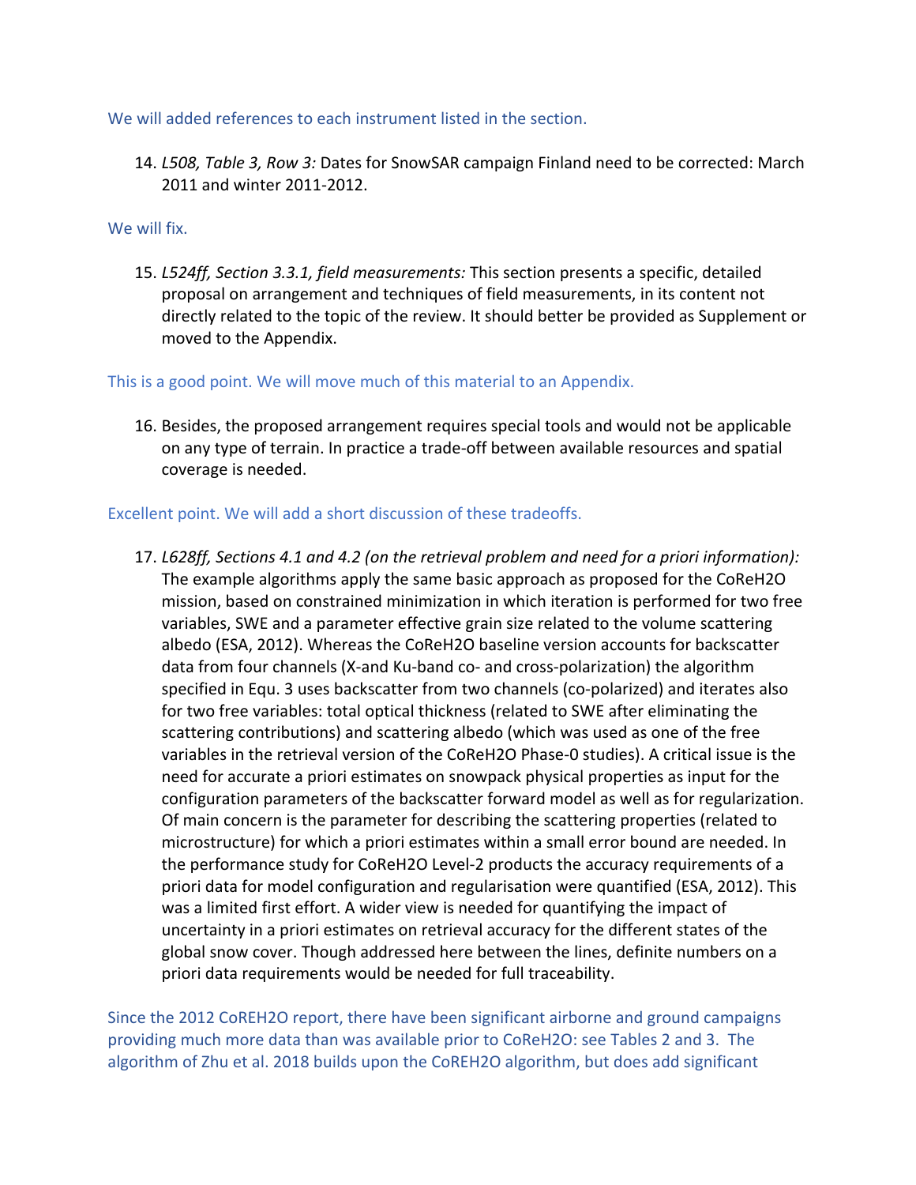We will added references to each instrument listed in the section.

14. *L508, Table 3, Row 3:* Dates for SnowSAR campaign Finland need to be corrected: March 2011 and winter 2011-2012.

We will fix.

15. *L524ff, Section 3.3.1, field measurements:* This section presents a specific, detailed proposal on arrangement and techniques of field measurements, in its content not directly related to the topic of the review. It should better be provided as Supplement or moved to the Appendix.

This is a good point. We will move much of this material to an Appendix.

16. Besides, the proposed arrangement requires special tools and would not be applicable on any type of terrain. In practice a trade-off between available resources and spatial coverage is needed.

Excellent point. We will add a short discussion of these tradeoffs.

17. *L628ff, Sections 4.1 and 4.2 (on the retrieval problem and need for a priori information):* The example algorithms apply the same basic approach as proposed for the CoReH2O mission, based on constrained minimization in which iteration is performed for two free variables, SWE and a parameter effective grain size related to the volume scattering albedo (ESA, 2012). Whereas the CoReH2O baseline version accounts for backscatter data from four channels (X-and Ku-band co- and cross-polarization) the algorithm specified in Equ. 3 uses backscatter from two channels (co-polarized) and iterates also for two free variables: total optical thickness (related to SWE after eliminating the scattering contributions) and scattering albedo (which was used as one of the free variables in the retrieval version of the CoReH2O Phase-0 studies). A critical issue is the need for accurate a priori estimates on snowpack physical properties as input for the configuration parameters of the backscatter forward model as well as for regularization. Of main concern is the parameter for describing the scattering properties (related to microstructure) for which a priori estimates within a small error bound are needed. In the performance study for CoReH2O Level-2 products the accuracy requirements of a priori data for model configuration and regularisation were quantified (ESA, 2012). This was a limited first effort. A wider view is needed for quantifying the impact of uncertainty in a priori estimates on retrieval accuracy for the different states of the global snow cover. Though addressed here between the lines, definite numbers on a priori data requirements would be needed for full traceability.

Since the 2012 CoREH2O report, there have been significant airborne and ground campaigns providing much more data than was available prior to CoReH2O: see Tables 2 and 3. The algorithm of Zhu et al. 2018 builds upon the CoREH2O algorithm, but does add significant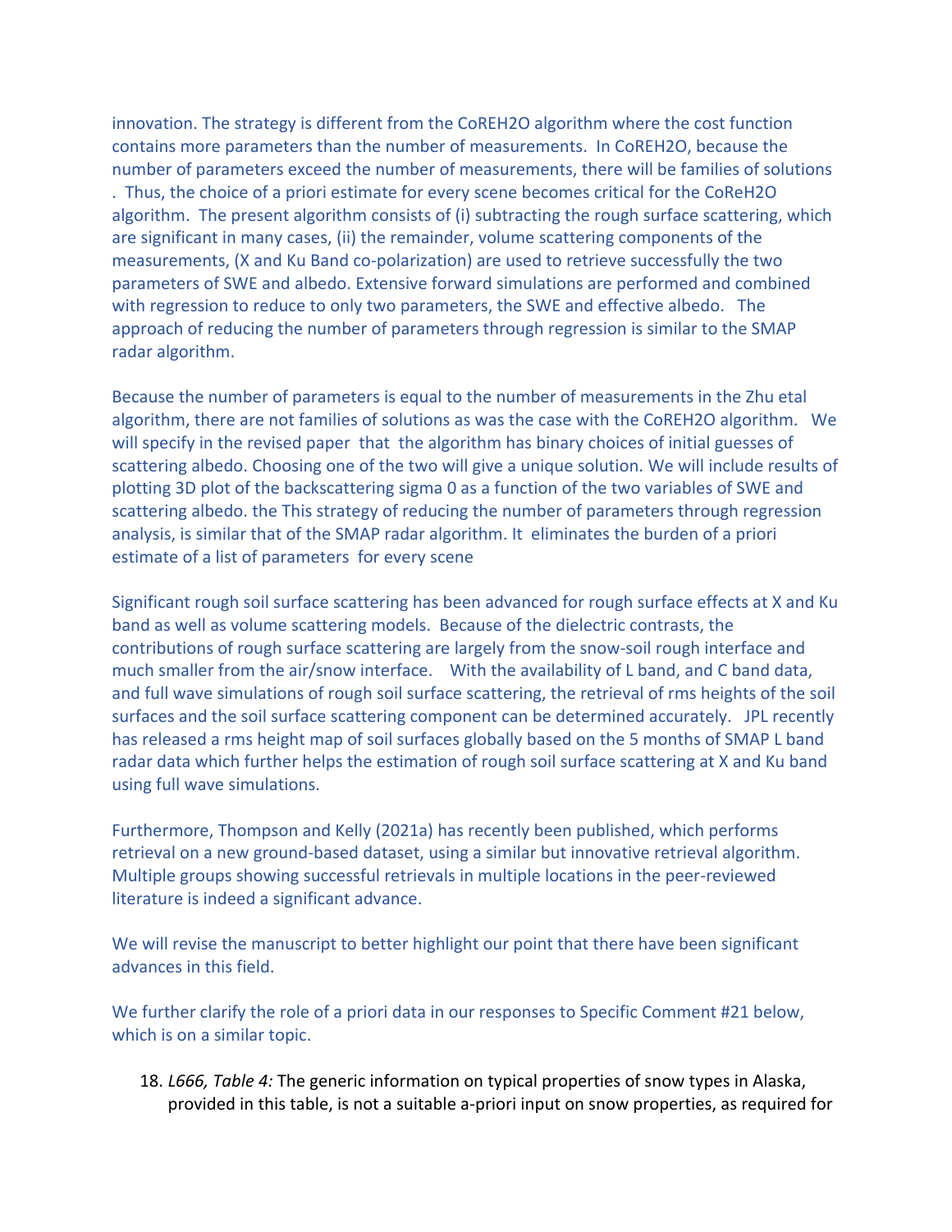innovation. The strategy is different from the CoREH2O algorithm where the cost function contains more parameters than the number of measurements. In CoREH2O, because the number of parameters exceed the number of measurements, there will be families of solutions . Thus, the choice of a priori estimate for every scene becomes critical for the CoReH2O algorithm. The present algorithm consists of (i) subtracting the rough surface scattering, which are significant in many cases, (ii) the remainder, volume scattering components of the measurements, (X and Ku Band co-polarization) are used to retrieve successfully the two parameters of SWE and albedo. Extensive forward simulations are performed and combined with regression to reduce to only two parameters, the SWE and effective albedo. The approach of reducing the number of parameters through regression is similar to the SMAP radar algorithm.

Because the number of parameters is equal to the number of measurements in the Zhu etal algorithm, there are not families of solutions as was the case with the CoREH2O algorithm. We will specify in the revised paper that the algorithm has binary choices of initial guesses of scattering albedo. Choosing one of the two will give a unique solution. We will include results of plotting 3D plot of the backscattering sigma 0 as a function of the two variables of SWE and scattering albedo. the This strategy of reducing the number of parameters through regression analysis, is similar that of the SMAP radar algorithm. It eliminates the burden of a priori estimate of a list of parameters for every scene

Significant rough soil surface scattering has been advanced for rough surface effects at X and Ku band as well as volume scattering models. Because of the dielectric contrasts, the contributions of rough surface scattering are largely from the snow-soil rough interface and much smaller from the air/snow interface. With the availability of L band, and C band data, and full wave simulations of rough soil surface scattering, the retrieval of rms heights of the soil surfaces and the soil surface scattering component can be determined accurately. JPL recently has released a rms height map of soil surfaces globally based on the 5 months of SMAP L band radar data which further helps the estimation of rough soil surface scattering at X and Ku band using full wave simulations.

Furthermore, Thompson and Kelly (2021a) has recently been published, which performs retrieval on a new ground-based dataset, using a similar but innovative retrieval algorithm. Multiple groups showing successful retrievals in multiple locations in the peer-reviewed literature is indeed a significant advance.

We will revise the manuscript to better highlight our point that there have been significant advances in this field.

We further clarify the role of a priori data in our responses to Specific Comment #21 below, which is on a similar topic.

18. *L666, Table 4:* The generic information on typical properties of snow types in Alaska, provided in this table, is not a suitable a-priori input on snow properties, as required for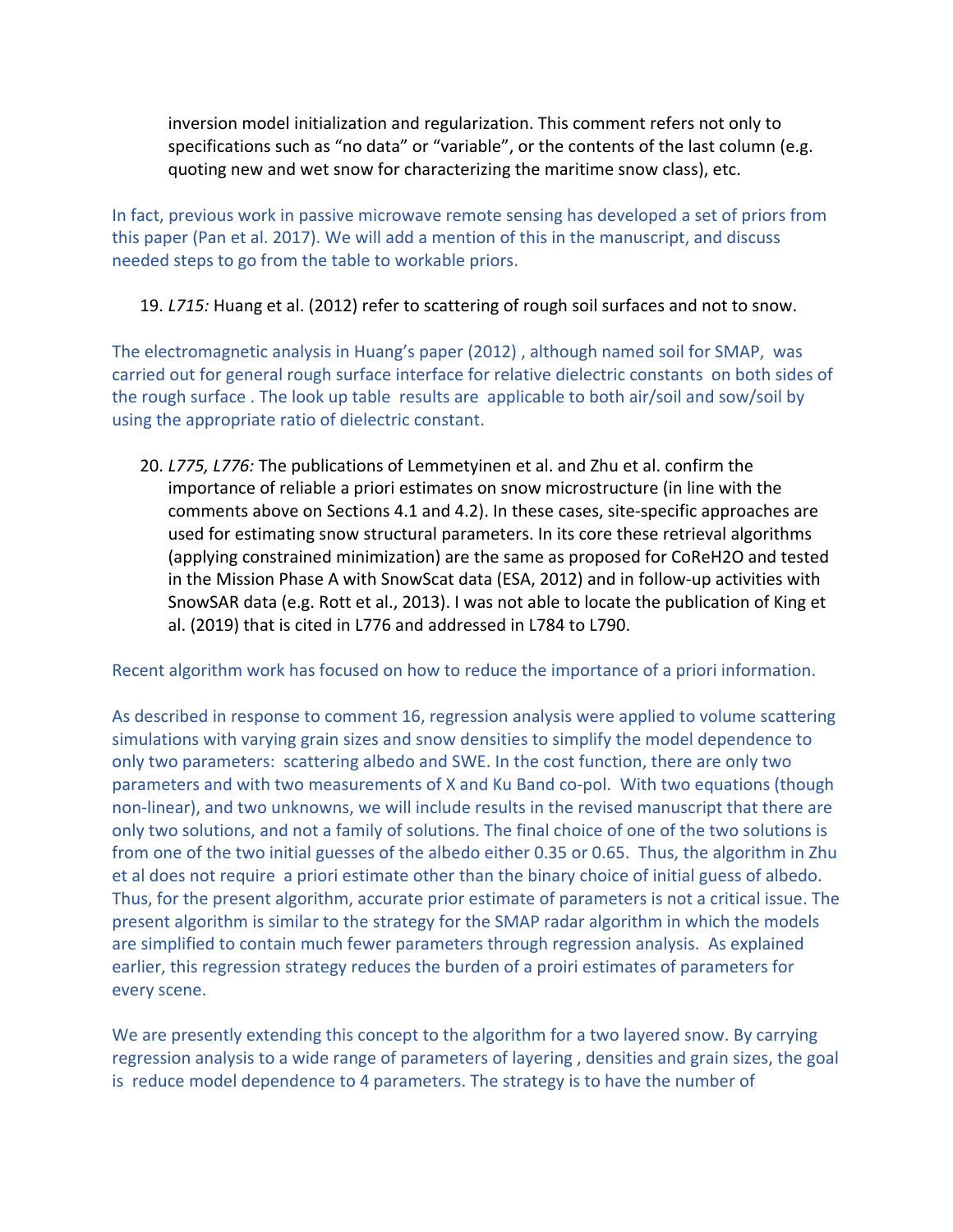inversion model initialization and regularization. This comment refers not only to specifications such as "no data" or "variable", or the contents of the last column (e.g. quoting new and wet snow for characterizing the maritime snow class), etc.

In fact, previous work in passive microwave remote sensing has developed a set of priors from this paper (Pan et al. 2017). We will add a mention of this in the manuscript, and discuss needed steps to go from the table to workable priors.

19. *L715:* Huang et al. (2012) refer to scattering of rough soil surfaces and not to snow.

The electromagnetic analysis in Huang's paper (2012) , although named soil for SMAP, was carried out for general rough surface interface for relative dielectric constants on both sides of the rough surface . The look up table results are applicable to both air/soil and sow/soil by using the appropriate ratio of dielectric constant.

20. *L775, L776:* The publications of Lemmetyinen et al. and Zhu et al. confirm the importance of reliable a priori estimates on snow microstructure (in line with the comments above on Sections 4.1 and 4.2). In these cases, site-specific approaches are used for estimating snow structural parameters. In its core these retrieval algorithms (applying constrained minimization) are the same as proposed for CoReH2O and tested in the Mission Phase A with SnowScat data (ESA, 2012) and in follow-up activities with SnowSAR data (e.g. Rott et al., 2013). I was not able to locate the publication of King et al. (2019) that is cited in L776 and addressed in L784 to L790.

Recent algorithm work has focused on how to reduce the importance of a priori information.

As described in response to comment 16, regression analysis were applied to volume scattering simulations with varying grain sizes and snow densities to simplify the model dependence to only two parameters: scattering albedo and SWE. In the cost function, there are only two parameters and with two measurements of X and Ku Band co-pol. With two equations (though non-linear), and two unknowns, we will include results in the revised manuscript that there are only two solutions, and not a family of solutions. The final choice of one of the two solutions is from one of the two initial guesses of the albedo either 0.35 or 0.65. Thus, the algorithm in Zhu et al does not require a priori estimate other than the binary choice of initial guess of albedo. Thus, for the present algorithm, accurate prior estimate of parameters is not a critical issue. The present algorithm is similar to the strategy for the SMAP radar algorithm in which the models are simplified to contain much fewer parameters through regression analysis. As explained earlier, this regression strategy reduces the burden of a proiri estimates of parameters for every scene.

We are presently extending this concept to the algorithm for a two layered snow. By carrying regression analysis to a wide range of parameters of layering , densities and grain sizes, the goal is reduce model dependence to 4 parameters. The strategy is to have the number of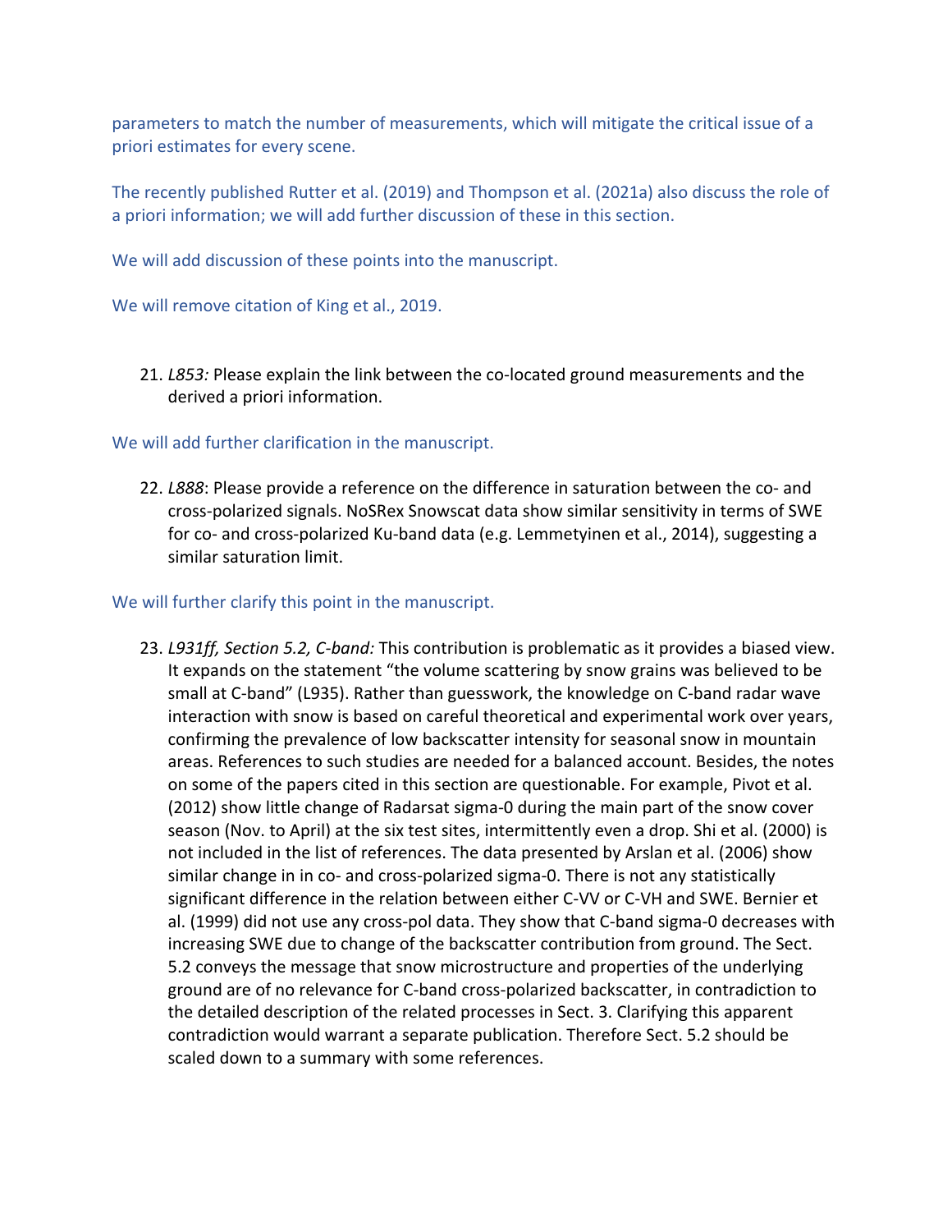parameters to match the number of measurements, which will mitigate the critical issue of a priori estimates for every scene.

The recently published Rutter et al. (2019) and Thompson et al. (2021a) also discuss the role of a priori information; we will add further discussion of these in this section.

We will add discussion of these points into the manuscript.

We will remove citation of King et al., 2019.

21. *L853:* Please explain the link between the co-located ground measurements and the derived a priori information.

We will add further clarification in the manuscript.

22. *L888*: Please provide a reference on the difference in saturation between the co- and cross-polarized signals. NoSRex Snowscat data show similar sensitivity in terms of SWE for co- and cross-polarized Ku-band data (e.g. Lemmetyinen et al., 2014), suggesting a similar saturation limit.

We will further clarify this point in the manuscript.

23. *L931ff, Section 5.2, C-band:* This contribution is problematic as it provides a biased view. It expands on the statement "the volume scattering by snow grains was believed to be small at C-band" (L935). Rather than guesswork, the knowledge on C-band radar wave interaction with snow is based on careful theoretical and experimental work over years, confirming the prevalence of low backscatter intensity for seasonal snow in mountain areas. References to such studies are needed for a balanced account. Besides, the notes on some of the papers cited in this section are questionable. For example, Pivot et al. (2012) show little change of Radarsat sigma-0 during the main part of the snow cover season (Nov. to April) at the six test sites, intermittently even a drop. Shi et al. (2000) is not included in the list of references. The data presented by Arslan et al. (2006) show similar change in in co- and cross-polarized sigma-0. There is not any statistically significant difference in the relation between either C-VV or C-VH and SWE. Bernier et al. (1999) did not use any cross-pol data. They show that C-band sigma-0 decreases with increasing SWE due to change of the backscatter contribution from ground. The Sect. 5.2 conveys the message that snow microstructure and properties of the underlying ground are of no relevance for C-band cross-polarized backscatter, in contradiction to the detailed description of the related processes in Sect. 3. Clarifying this apparent contradiction would warrant a separate publication. Therefore Sect. 5.2 should be scaled down to a summary with some references.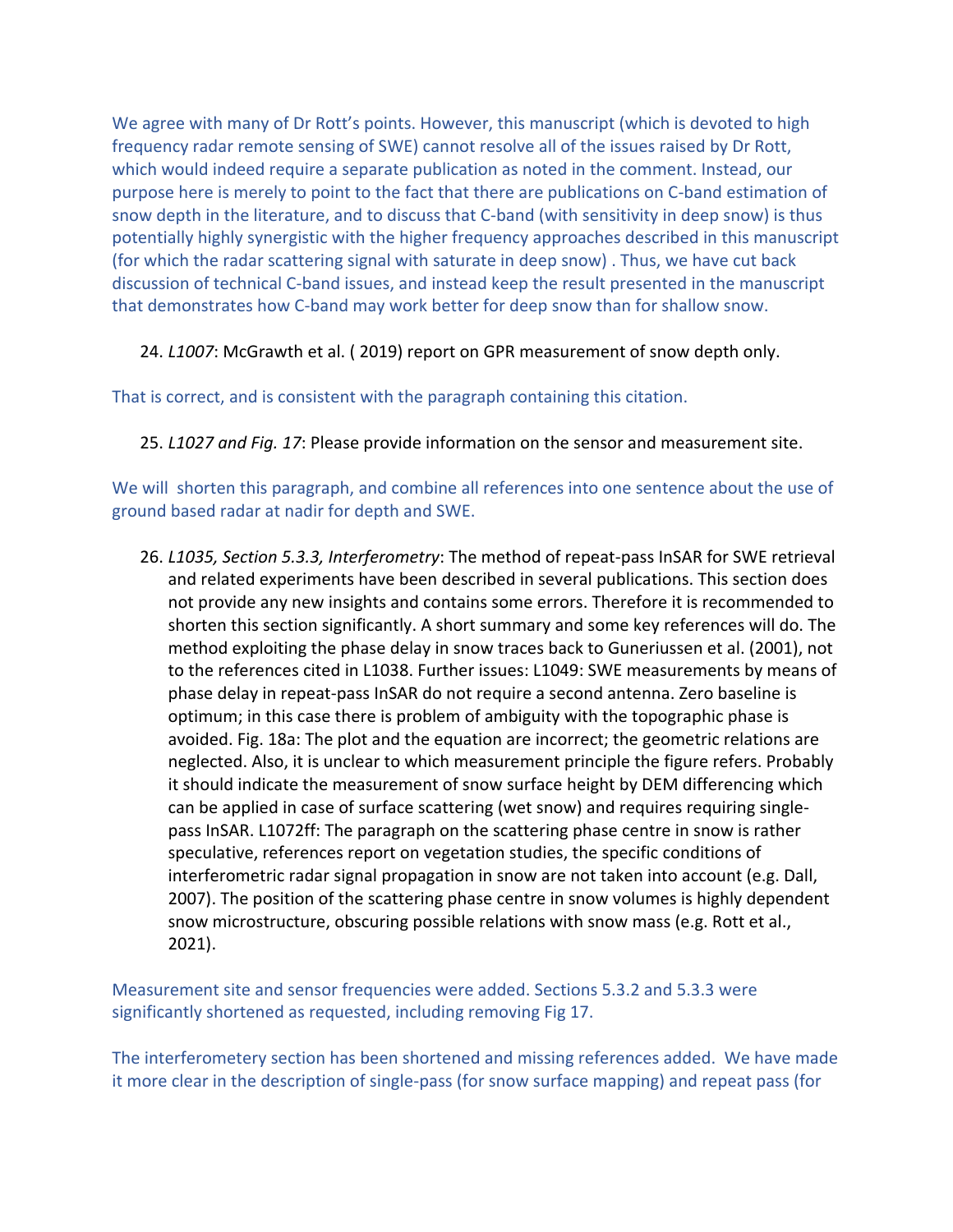We agree with many of Dr Rott's points. However, this manuscript (which is devoted to high frequency radar remote sensing of SWE) cannot resolve all of the issues raised by Dr Rott, which would indeed require a separate publication as noted in the comment. Instead, our purpose here is merely to point to the fact that there are publications on C-band estimation of snow depth in the literature, and to discuss that C-band (with sensitivity in deep snow) is thus potentially highly synergistic with the higher frequency approaches described in this manuscript (for which the radar scattering signal with saturate in deep snow) . Thus, we have cut back discussion of technical C-band issues, and instead keep the result presented in the manuscript that demonstrates how C-band may work better for deep snow than for shallow snow.

24. *L1007*: McGrawth et al. ( 2019) report on GPR measurement of snow depth only.

That is correct, and is consistent with the paragraph containing this citation.

25. *L1027 and Fig. 17*: Please provide information on the sensor and measurement site.

We will shorten this paragraph, and combine all references into one sentence about the use of ground based radar at nadir for depth and SWE.

26. *L1035, Section 5.3.3, Interferometry*: The method of repeat-pass InSAR for SWE retrieval and related experiments have been described in several publications. This section does not provide any new insights and contains some errors. Therefore it is recommended to shorten this section significantly. A short summary and some key references will do. The method exploiting the phase delay in snow traces back to Guneriussen et al. (2001), not to the references cited in L1038. Further issues: L1049: SWE measurements by means of phase delay in repeat-pass InSAR do not require a second antenna. Zero baseline is optimum; in this case there is problem of ambiguity with the topographic phase is avoided. Fig. 18a: The plot and the equation are incorrect; the geometric relations are neglected. Also, it is unclear to which measurement principle the figure refers. Probably it should indicate the measurement of snow surface height by DEM differencing which can be applied in case of surface scattering (wet snow) and requires requiring single-pass InSAR. L1072ff: The paragraph on the scattering phase centre in snow is rather speculative, references report on vegetation studies, the specific conditions of interferometric radar signal propagation in snow are not taken into account (e.g. Dall, 2007). The position of the scattering phase centre in snow volumes is highly dependent snow microstructure, obscuring possible relations with snow mass (e.g. Rott et al., 2021).

Measurement site and sensor frequencies were added. Sections 5.3.2 and 5.3.3 were significantly shortened as requested, including removing Fig 17.

The interferometery section has been shortened and missing references added. We have made it more clear in the description of single-pass (for snow surface mapping) and repeat pass (for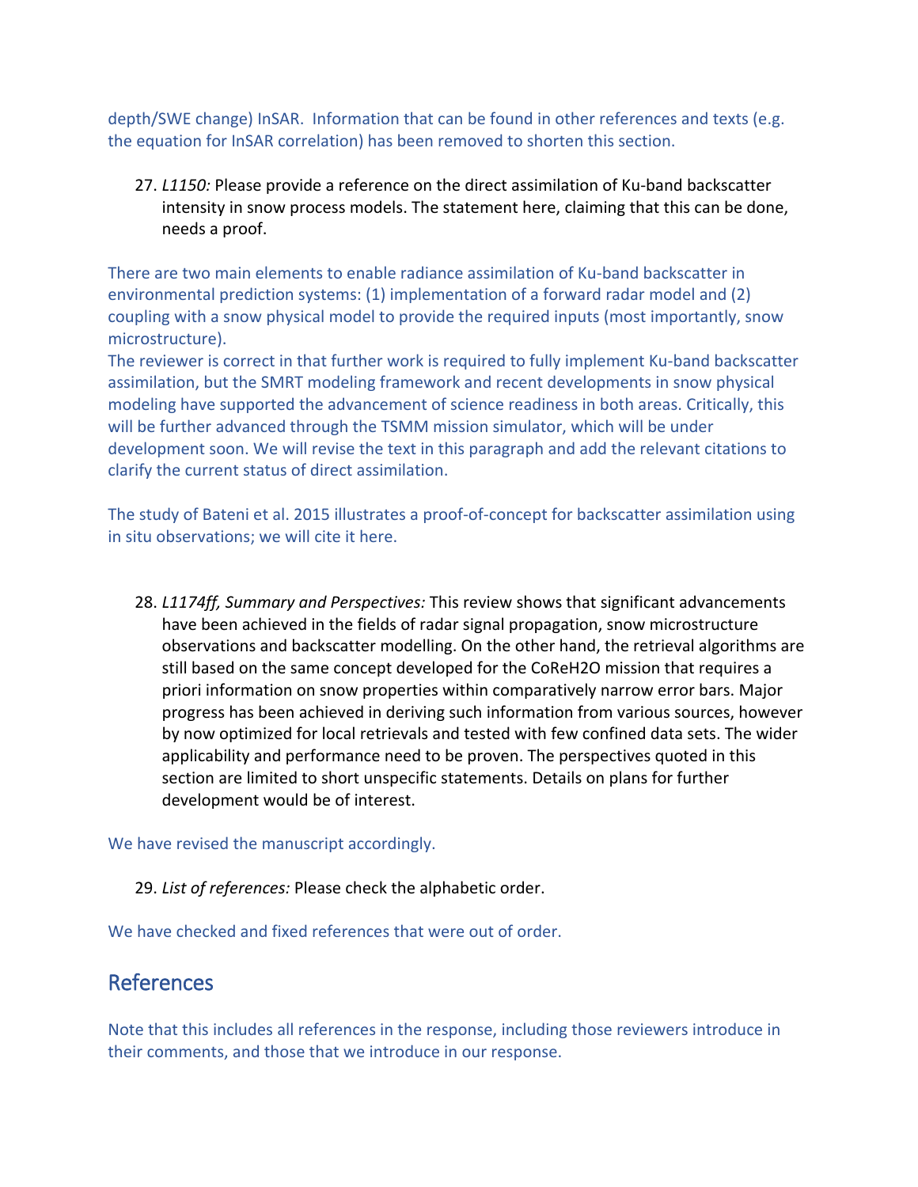depth/SWE change) InSAR. Information that can be found in other references and texts (e.g. the equation for InSAR correlation) has been removed to shorten this section.

27. *L1150:* Please provide a reference on the direct assimilation of Ku-band backscatter intensity in snow process models. The statement here, claiming that this can be done, needs a proof.

There are two main elements to enable radiance assimilation of Ku-band backscatter in environmental prediction systems: (1) implementation of a forward radar model and (2) coupling with a snow physical model to provide the required inputs (most importantly, snow microstructure).

The reviewer is correct in that further work is required to fully implement Ku-band backscatter assimilation, but the SMRT modeling framework and recent developments in snow physical modeling have supported the advancement of science readiness in both areas. Critically, this will be further advanced through the TSMM mission simulator, which will be under development soon. We will revise the text in this paragraph and add the relevant citations to clarify the current status of direct assimilation.

The study of Bateni et al. 2015 illustrates a proof-of-concept for backscatter assimilation using in situ observations; we will cite it here.

28. *L1174ff, Summary and Perspectives:* This review shows that significant advancements have been achieved in the fields of radar signal propagation, snow microstructure observations and backscatter modelling. On the other hand, the retrieval algorithms are still based on the same concept developed for the CoReH2O mission that requires a priori information on snow properties within comparatively narrow error bars. Major progress has been achieved in deriving such information from various sources, however by now optimized for local retrievals and tested with few confined data sets. The wider applicability and performance need to be proven. The perspectives quoted in this section are limited to short unspecific statements. Details on plans for further development would be of interest.

We have revised the manuscript accordingly.

29. *List of references:* Please check the alphabetic order.

We have checked and fixed references that were out of order.

## References

Note that this includes all references in the response, including those reviewers introduce in their comments, and those that we introduce in our response.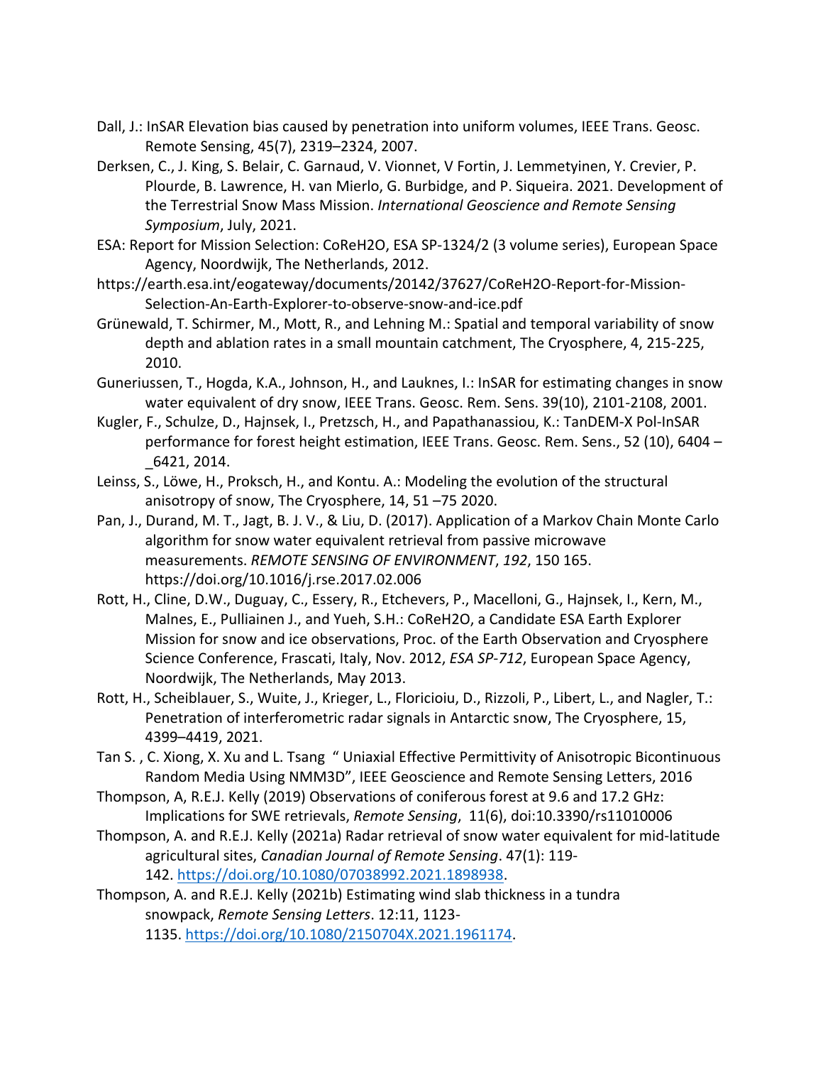Dall, J.: InSAR Elevation bias caused by penetration into uniform volumes, IEEE Trans. Geosc. Remote Sensing, 45(7), 2319–2324, 2007.

Derksen, C., J. King, S. Belair, C. Garnaud, V. Vionnet, V Fortin, J. Lemmetyinen, Y. Crevier, P. Plourde, B. Lawrence, H. van Mierlo, G. Burbidge, and P. Siqueira. 2021. Development of the Terrestrial Snow Mass Mission. *International Geoscience and Remote Sensing Symposium*, July, 2021.

ESA: Report for Mission Selection: CoReH2O, ESA SP-1324/2 (3 volume series), European Space Agency, Noordwijk, The Netherlands, 2012.

https://earth.esa.int/eogateway/documents/20142/37627/CoReH2O-Report-for-Mission-Selection-An-Earth-Explorer-to-observe-snow-and-ice.pdf

Grünewald, T. Schirmer, M., Mott, R., and Lehning M.: Spatial and temporal variability of snow depth and ablation rates in a small mountain catchment, The Cryosphere, 4, 215-225, 2010.

Guneriussen, T., Hogda, K.A., Johnson, H., and Lauknes, I.: InSAR for estimating changes in snow water equivalent of dry snow, IEEE Trans. Geosc. Rem. Sens. 39(10), 2101-2108, 2001.

Kugler, F., Schulze, D., Hajnsek, I., Pretzsch, H., and Papathanassiou, K.: TanDEM-X Pol-InSAR performance for forest height estimation, IEEE Trans. Geosc. Rem. Sens., 52 (10), 6404 – _6421, 2014.

Leinss, S., Löwe, H., Proksch, H., and Kontu. A.: Modeling the evolution of the structural anisotropy of snow, The Cryosphere, 14, 51 –75 2020.

Pan, J., Durand, M. T., Jagt, B. J. V., & Liu, D. (2017). Application of a Markov Chain Monte Carlo algorithm for snow water equivalent retrieval from passive microwave measurements. *REMOTE SENSING OF ENVIRONMENT*, *192*, 150 165. https://doi.org/10.1016/j.rse.2017.02.006

Rott, H., Cline, D.W., Duguay, C., Essery, R., Etchevers, P., Macelloni, G., Hajnsek, I., Kern, M., Malnes, E., Pulliainen J., and Yueh, S.H.: CoReH2O, a Candidate ESA Earth Explorer Mission for snow and ice observations, Proc. of the Earth Observation and Cryosphere Science Conference, Frascati, Italy, Nov. 2012, *ESA SP-712*, European Space Agency, Noordwijk, The Netherlands, May 2013.

Rott, H., Scheiblauer, S., Wuite, J., Krieger, L., Floricioiu, D., Rizzoli, P., Libert, L., and Nagler, T.: Penetration of interferometric radar signals in Antarctic snow, The Cryosphere, 15, 4399–4419, 2021.

Tan S. , C. Xiong, X. Xu and L. Tsang " Uniaxial Effective Permittivity of Anisotropic Bicontinuous Random Media Using NMM3D", IEEE Geoscience and Remote Sensing Letters, 2016

Thompson, A, R.E.J. Kelly (2019) Observations of coniferous forest at 9.6 and 17.2 GHz: Implications for SWE retrievals, *Remote Sensing*, 11(6), doi:10.3390/rs11010006

Thompson, A. and R.E.J. Kelly (2021a) Radar retrieval of snow water equivalent for mid-latitude agricultural sites, *Canadian Journal of Remote Sensing*. 47(1): 119-142. https://doi.org/10.1080/07038992.2021.1898938.

Thompson, A. and R.E.J. Kelly (2021b) Estimating wind slab thickness in a tundra snowpack, *Remote Sensing Letters*. 12:11, 1123-1135. https://doi.org/10.1080/2150704X.2021.1961174.